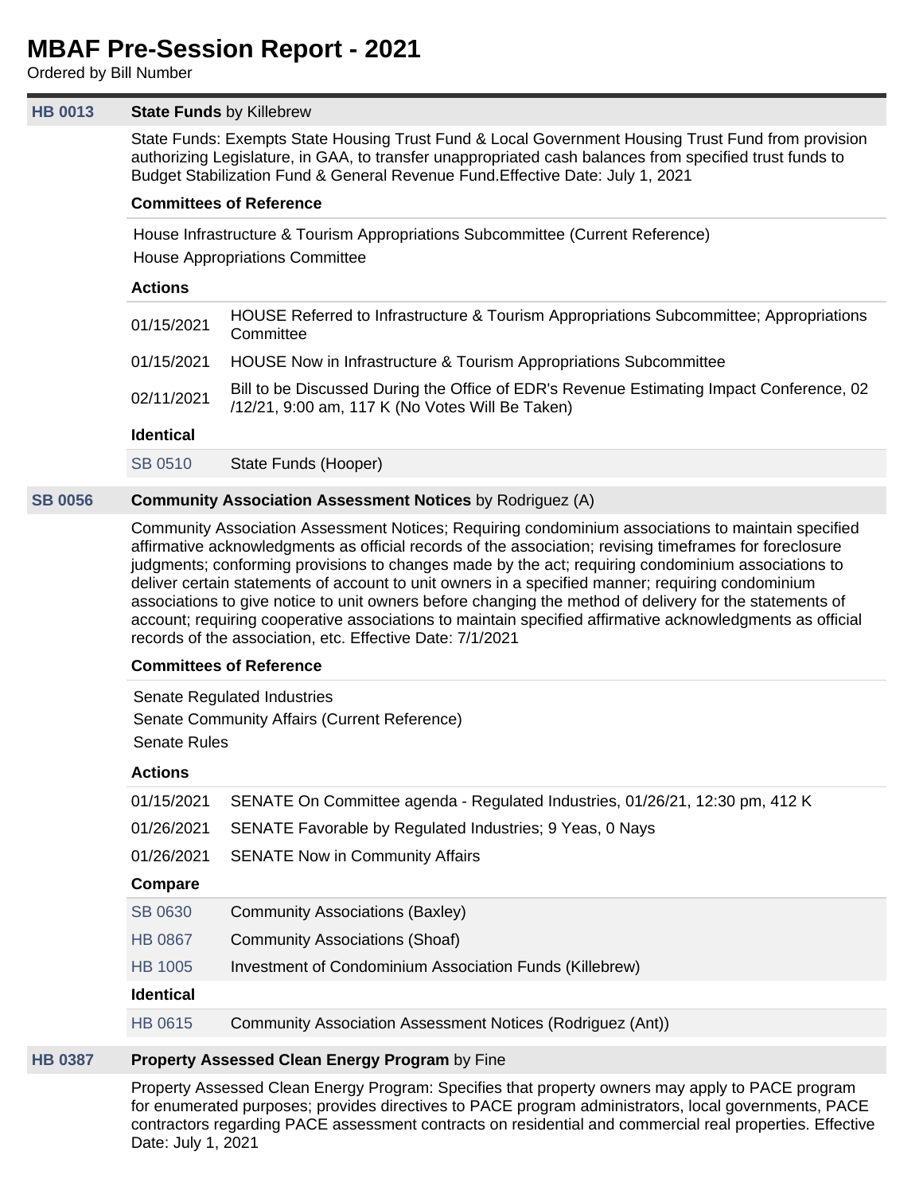# MBAF Pre-Session Report - 2021

Ordered by Bill Number

## HB 0013 — **State Funds** by Killebrew

State Funds: Exempts State Housing Trust Fund & Local Government Housing Trust Fund from provision authorizing Legislature, in GAA, to transfer unappropriated cash balances from specified trust funds to Budget Stabilization Fund & General Revenue Fund.Effective Date: July 1, 2021

**Committees of Reference**

House Infrastructure & Tourism Appropriations Subcommittee (Current Reference)
House Appropriations Committee

**Actions**

| | |
|---|---|
| 01/15/2021 | HOUSE Referred to Infrastructure & Tourism Appropriations Subcommittee; Appropriations Committee |
| 01/15/2021 | HOUSE Now in Infrastructure & Tourism Appropriations Subcommittee |
| 02/11/2021 | Bill to be Discussed During the Office of EDR's Revenue Estimating Impact Conference, 02/12/21, 9:00 am, 117 K (No Votes Will Be Taken) |

**Identical**

| | |
|---|---|
| SB 0510 | State Funds (Hooper) |

## SB 0056 — **Community Association Assessment Notices** by Rodriguez (A)

Community Association Assessment Notices; Requiring condominium associations to maintain specified affirmative acknowledgments as official records of the association; revising timeframes for foreclosure judgments; conforming provisions to changes made by the act; requiring condominium associations to deliver certain statements of account to unit owners in a specified manner; requiring condominium associations to give notice to unit owners before changing the method of delivery for the statements of account; requiring cooperative associations to maintain specified affirmative acknowledgments as official records of the association, etc. Effective Date: 7/1/2021

**Committees of Reference**

Senate Regulated Industries
Senate Community Affairs (Current Reference)
Senate Rules

**Actions**

| | |
|---|---|
| 01/15/2021 | SENATE On Committee agenda - Regulated Industries, 01/26/21, 12:30 pm, 412 K |
| 01/26/2021 | SENATE Favorable by Regulated Industries; 9 Yeas, 0 Nays |
| 01/26/2021 | SENATE Now in Community Affairs |

**Compare**

| | |
|---|---|
| SB 0630 | Community Associations (Baxley) |
| HB 0867 | Community Associations (Shoaf) |
| HB 1005 | Investment of Condominium Association Funds (Killebrew) |

**Identical**

| | |
|---|---|
| HB 0615 | Community Association Assessment Notices (Rodriguez (Ant)) |

## HB 0387 — **Property Assessed Clean Energy Program** by Fine

Property Assessed Clean Energy Program: Specifies that property owners may apply to PACE program for enumerated purposes; provides directives to PACE program administrators, local governments, PACE contractors regarding PACE assessment contracts on residential and commercial real properties. Effective Date: July 1, 2021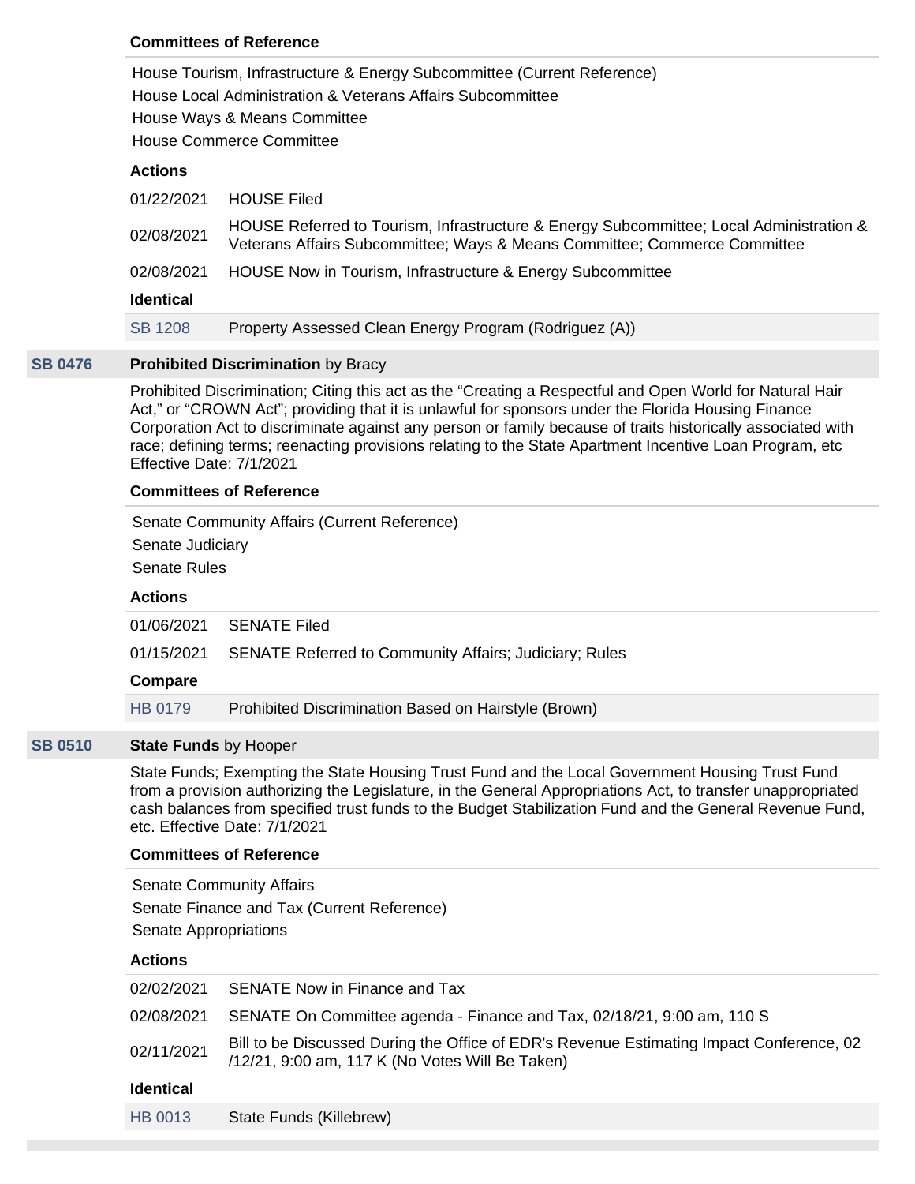**Committees of Reference**

House Tourism, Infrastructure & Energy Subcommittee (Current Reference)
House Local Administration & Veterans Affairs Subcommittee
House Ways & Means Committee
House Commerce Committee

**Actions**

| | |
|---|---|
| 01/22/2021 | HOUSE Filed |
| 02/08/2021 | HOUSE Referred to Tourism, Infrastructure & Energy Subcommittee; Local Administration & Veterans Affairs Subcommittee; Ways & Means Committee; Commerce Committee |
| 02/08/2021 | HOUSE Now in Tourism, Infrastructure & Energy Subcommittee |

**Identical**

| | |
|---|---|
| SB 1208 | Property Assessed Clean Energy Program (Rodriguez (A)) |

## SB 0476 **Prohibited Discrimination** by Bracy

Prohibited Discrimination; Citing this act as the "Creating a Respectful and Open World for Natural Hair Act," or "CROWN Act"; providing that it is unlawful for sponsors under the Florida Housing Finance Corporation Act to discriminate against any person or family because of traits historically associated with race; defining terms; reenacting provisions relating to the State Apartment Incentive Loan Program, etc Effective Date: 7/1/2021

**Committees of Reference**

Senate Community Affairs (Current Reference)
Senate Judiciary
Senate Rules

**Actions**

| | |
|---|---|
| 01/06/2021 | SENATE Filed |
| 01/15/2021 | SENATE Referred to Community Affairs; Judiciary; Rules |

**Compare**

| | |
|---|---|
| HB 0179 | Prohibited Discrimination Based on Hairstyle (Brown) |

## SB 0510 **State Funds** by Hooper

State Funds; Exempting the State Housing Trust Fund and the Local Government Housing Trust Fund from a provision authorizing the Legislature, in the General Appropriations Act, to transfer unappropriated cash balances from specified trust funds to the Budget Stabilization Fund and the General Revenue Fund, etc. Effective Date: 7/1/2021

**Committees of Reference**

Senate Community Affairs
Senate Finance and Tax (Current Reference)
Senate Appropriations

**Actions**

| | |
|---|---|
| 02/02/2021 | SENATE Now in Finance and Tax |
| 02/08/2021 | SENATE On Committee agenda - Finance and Tax, 02/18/21, 9:00 am, 110 S |
| 02/11/2021 | Bill to be Discussed During the Office of EDR's Revenue Estimating Impact Conference, 02/12/21, 9:00 am, 117 K (No Votes Will Be Taken) |

**Identical**

| | |
|---|---|
| HB 0013 | State Funds (Killebrew) |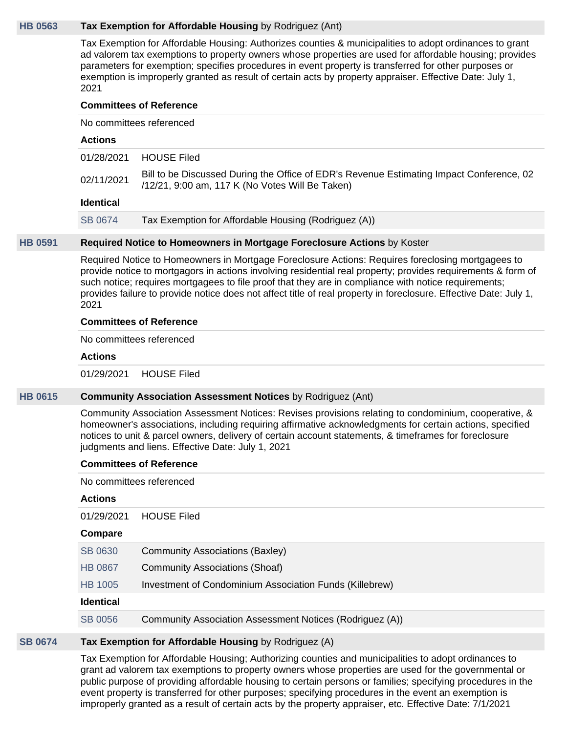## HB 0563 **Tax Exemption for Affordable Housing** by Rodriguez (Ant)

Tax Exemption for Affordable Housing: Authorizes counties & municipalities to adopt ordinances to grant ad valorem tax exemptions to property owners whose properties are used for affordable housing; provides parameters for exemption; specifies procedures in event property is transferred for other purposes or exemption is improperly granted as result of certain acts by property appraiser. Effective Date: July 1, 2021

**Committees of Reference**

No committees referenced

**Actions**

| | |
|---|---|
| 01/28/2021 | HOUSE Filed |
| 02/11/2021 | Bill to be Discussed During the Office of EDR's Revenue Estimating Impact Conference, 02/12/21, 9:00 am, 117 K (No Votes Will Be Taken) |

**Identical**

| | |
|---|---|
| SB 0674 | Tax Exemption for Affordable Housing (Rodriguez (A)) |

## HB 0591 **Required Notice to Homeowners in Mortgage Foreclosure Actions** by Koster

Required Notice to Homeowners in Mortgage Foreclosure Actions: Requires foreclosing mortgagees to provide notice to mortgagors in actions involving residential real property; provides requirements & form of such notice; requires mortgagees to file proof that they are in compliance with notice requirements; provides failure to provide notice does not affect title of real property in foreclosure. Effective Date: July 1, 2021

**Committees of Reference**

No committees referenced

**Actions**

| | |
|---|---|
| 01/29/2021 | HOUSE Filed |

## HB 0615 **Community Association Assessment Notices** by Rodriguez (Ant)

Community Association Assessment Notices: Revises provisions relating to condominium, cooperative, & homeowner's associations, including requiring affirmative acknowledgments for certain actions, specified notices to unit & parcel owners, delivery of certain account statements, & timeframes for foreclosure judgments and liens. Effective Date: July 1, 2021

**Committees of Reference**

No committees referenced

**Actions**

| | |
|---|---|
| 01/29/2021 | HOUSE Filed |

**Compare**

| | |
|---|---|
| SB 0630 | Community Associations (Baxley) |
| HB 0867 | Community Associations (Shoaf) |
| HB 1005 | Investment of Condominium Association Funds (Killebrew) |

**Identical**

| | |
|---|---|
| SB 0056 | Community Association Assessment Notices (Rodriguez (A)) |

## SB 0674 **Tax Exemption for Affordable Housing** by Rodriguez (A)

Tax Exemption for Affordable Housing; Authorizing counties and municipalities to adopt ordinances to grant ad valorem tax exemptions to property owners whose properties are used for the governmental or public purpose of providing affordable housing to certain persons or families; specifying procedures in the event property is transferred for other purposes; specifying procedures in the event an exemption is improperly granted as a result of certain acts by the property appraiser, etc. Effective Date: 7/1/2021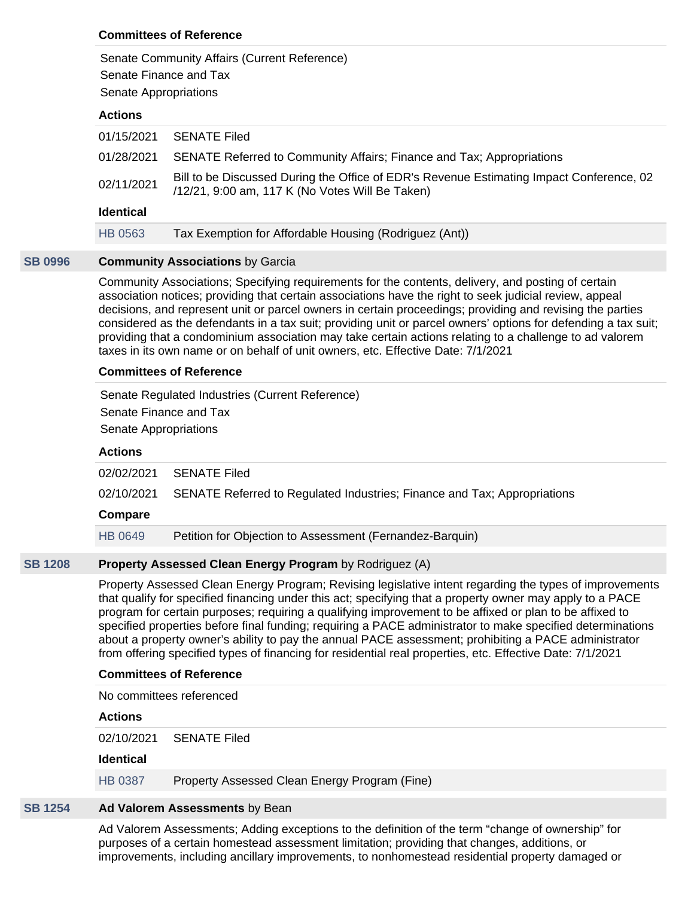**Committees of Reference**

Senate Community Affairs (Current Reference)
Senate Finance and Tax
Senate Appropriations

**Actions**

| | |
|---|---|
| 01/15/2021 | SENATE Filed |
| 01/28/2021 | SENATE Referred to Community Affairs; Finance and Tax; Appropriations |
| 02/11/2021 | Bill to be Discussed During the Office of EDR's Revenue Estimating Impact Conference, 02/12/21, 9:00 am, 117 K (No Votes Will Be Taken) |

**Identical**

| | |
|---|---|
| HB 0563 | Tax Exemption for Affordable Housing (Rodriguez (Ant)) |

## SB 0996 — **Community Associations** by Garcia

Community Associations; Specifying requirements for the contents, delivery, and posting of certain association notices; providing that certain associations have the right to seek judicial review, appeal decisions, and represent unit or parcel owners in certain proceedings; providing and revising the parties considered as the defendants in a tax suit; providing unit or parcel owners' options for defending a tax suit; providing that a condominium association may take certain actions relating to a challenge to ad valorem taxes in its own name or on behalf of unit owners, etc. Effective Date: 7/1/2021

**Committees of Reference**

Senate Regulated Industries (Current Reference)
Senate Finance and Tax
Senate Appropriations

**Actions**

| | |
|---|---|
| 02/02/2021 | SENATE Filed |
| 02/10/2021 | SENATE Referred to Regulated Industries; Finance and Tax; Appropriations |

**Compare**

| | |
|---|---|
| HB 0649 | Petition for Objection to Assessment (Fernandez-Barquin) |

## SB 1208 — **Property Assessed Clean Energy Program** by Rodriguez (A)

Property Assessed Clean Energy Program; Revising legislative intent regarding the types of improvements that qualify for specified financing under this act; specifying that a property owner may apply to a PACE program for certain purposes; requiring a qualifying improvement to be affixed or plan to be affixed to specified properties before final funding; requiring a PACE administrator to make specified determinations about a property owner's ability to pay the annual PACE assessment; prohibiting a PACE administrator from offering specified types of financing for residential real properties, etc. Effective Date: 7/1/2021

**Committees of Reference**

No committees referenced

**Actions**

| | |
|---|---|
| 02/10/2021 | SENATE Filed |

**Identical**

| | |
|---|---|
| HB 0387 | Property Assessed Clean Energy Program (Fine) |

## SB 1254 — **Ad Valorem Assessments** by Bean

Ad Valorem Assessments; Adding exceptions to the definition of the term "change of ownership" for purposes of a certain homestead assessment limitation; providing that changes, additions, or improvements, including ancillary improvements, to nonhomestead residential property damaged or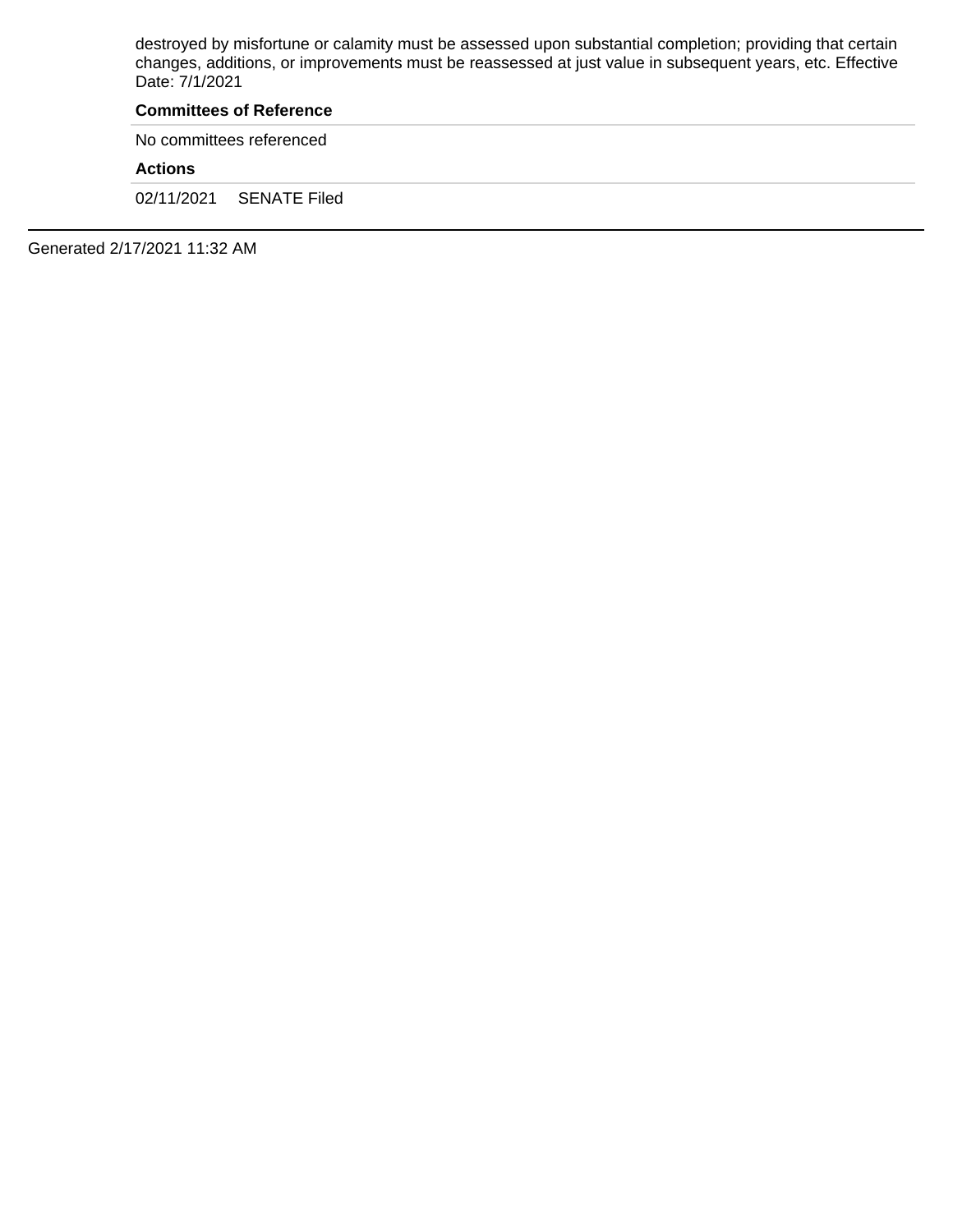destroyed by misfortune or calamity must be assessed upon substantial completion; providing that certain changes, additions, or improvements must be reassessed at just value in subsequent years, etc. Effective Date: 7/1/2021

**Committees of Reference**

No committees referenced

**Actions**

02/11/2021 SENATE Filed